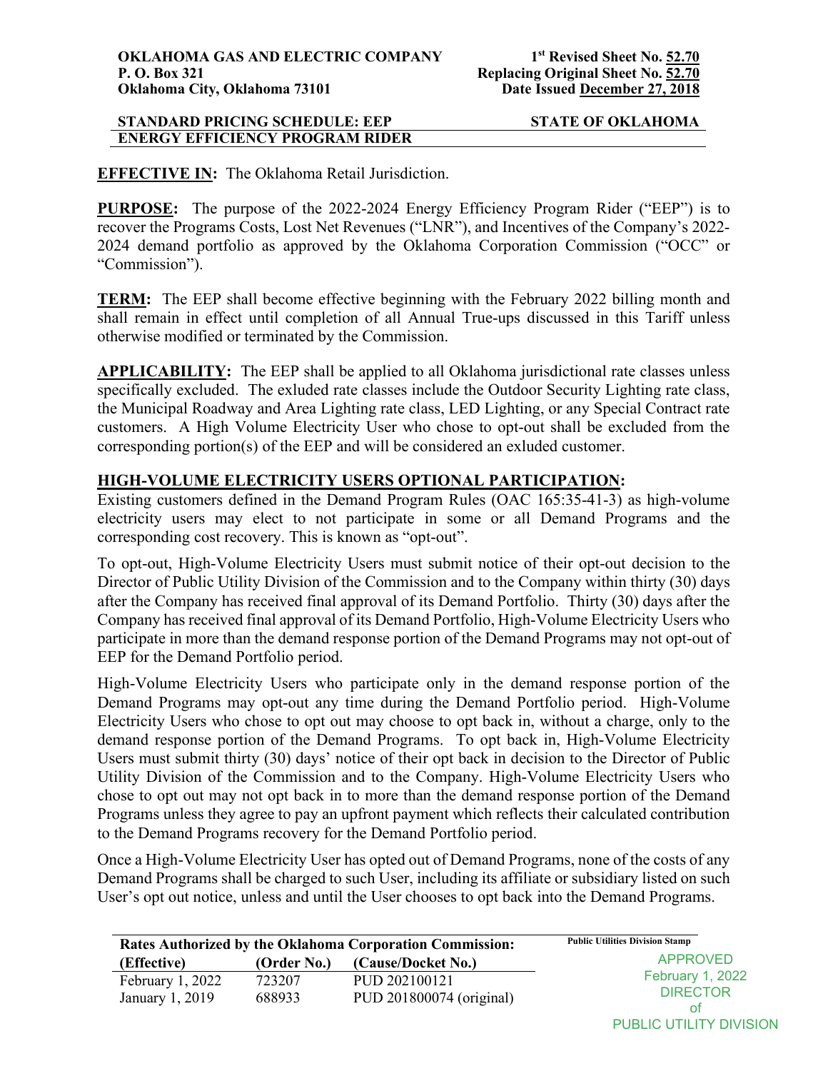**OKLAHOMA GAS AND ELECTRIC COMPANY**
**P. O. Box 321**
**Oklahoma City, Oklahoma 73101**

**1st Revised Sheet No. 52.70**
**Replacing Original Sheet No. 52.70**
**Date Issued December 27, 2018**

**STANDARD PRICING SCHEDULE: EEP** **STATE OF OKLAHOMA**
**ENERGY EFFICIENCY PROGRAM RIDER**

**EFFECTIVE IN:** The Oklahoma Retail Jurisdiction.

**PURPOSE:** The purpose of the 2022-2024 Energy Efficiency Program Rider ("EEP") is to recover the Programs Costs, Lost Net Revenues ("LNR"), and Incentives of the Company's 2022-2024 demand portfolio as approved by the Oklahoma Corporation Commission ("OCC" or "Commission").

**TERM:** The EEP shall become effective beginning with the February 2022 billing month and shall remain in effect until completion of all Annual True-ups discussed in this Tariff unless otherwise modified or terminated by the Commission.

**APPLICABILITY:** The EEP shall be applied to all Oklahoma jurisdictional rate classes unless specifically excluded. The exluded rate classes include the Outdoor Security Lighting rate class, the Municipal Roadway and Area Lighting rate class, LED Lighting, or any Special Contract rate customers. A High Volume Electricity User who chose to opt-out shall be excluded from the corresponding portion(s) of the EEP and will be considered an exluded customer.

**HIGH-VOLUME ELECTRICITY USERS OPTIONAL PARTICIPATION:**

Existing customers defined in the Demand Program Rules (OAC 165:35-41-3) as high-volume electricity users may elect to not participate in some or all Demand Programs and the corresponding cost recovery. This is known as "opt-out".

To opt-out, High-Volume Electricity Users must submit notice of their opt-out decision to the Director of Public Utility Division of the Commission and to the Company within thirty (30) days after the Company has received final approval of its Demand Portfolio. Thirty (30) days after the Company has received final approval of its Demand Portfolio, High-Volume Electricity Users who participate in more than the demand response portion of the Demand Programs may not opt-out of EEP for the Demand Portfolio period.

High-Volume Electricity Users who participate only in the demand response portion of the Demand Programs may opt-out any time during the Demand Portfolio period. High-Volume Electricity Users who chose to opt out may choose to opt back in, without a charge, only to the demand response portion of the Demand Programs. To opt back in, High-Volume Electricity Users must submit thirty (30) days' notice of their opt back in decision to the Director of Public Utility Division of the Commission and to the Company. High-Volume Electricity Users who chose to opt out may not opt back in to more than the demand response portion of the Demand Programs unless they agree to pay an upfront payment which reflects their calculated contribution to the Demand Programs recovery for the Demand Portfolio period.

Once a High-Volume Electricity User has opted out of Demand Programs, none of the costs of any Demand Programs shall be charged to such User, including its affiliate or subsidiary listed on such User's opt out notice, unless and until the User chooses to opt back into the Demand Programs.

| Rates Authorized by the Oklahoma Corporation Commission: | | |
|---|---|---|
| **(Effective)** | **(Order No.)** | **(Cause/Docket No.)** |
| February 1, 2022 | 723207 | PUD 202100121 |
| January 1, 2019 | 688933 | PUD 201800074 (original) |

Public Utilities Division Stamp
APPROVED
February 1, 2022
DIRECTOR
of
PUBLIC UTILITY DIVISION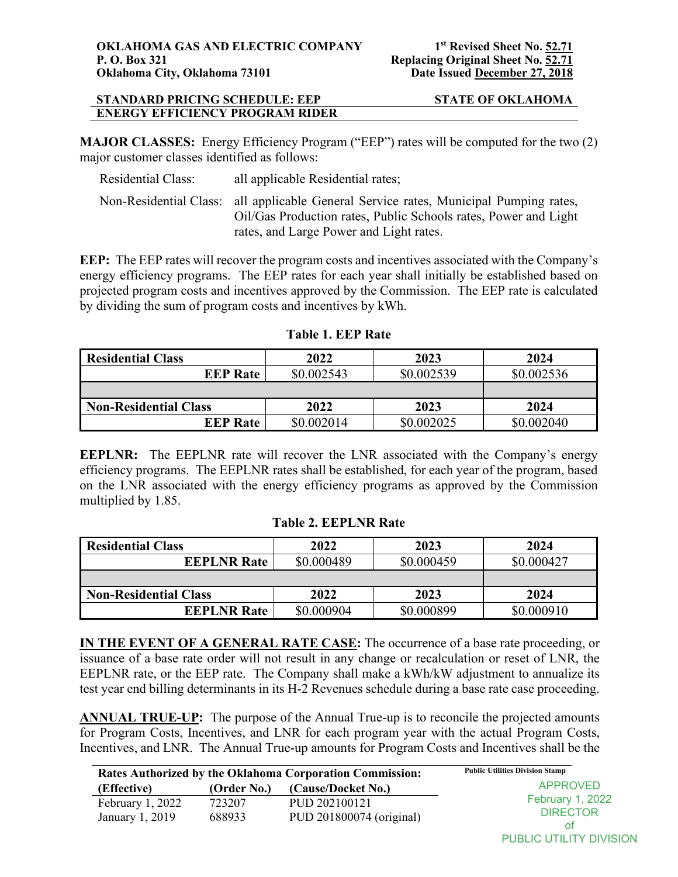**OKLAHOMA GAS AND ELECTRIC COMPANY**
**P. O. Box 321**
**Oklahoma City, Oklahoma 73101**

**1st Revised Sheet No. 52.71**
**Replacing Original Sheet No. 52.71**
**Date Issued December 27, 2018**

**STANDARD PRICING SCHEDULE: EEP** **STATE OF OKLAHOMA**
**ENERGY EFFICIENCY PROGRAM RIDER**

**MAJOR CLASSES:** Energy Efficiency Program ("EEP") rates will be computed for the two (2) major customer classes identified as follows:

Residential Class: all applicable Residential rates;

Non-Residential Class: all applicable General Service rates, Municipal Pumping rates, Oil/Gas Production rates, Public Schools rates, Power and Light rates, and Large Power and Light rates.

**EEP:** The EEP rates will recover the program costs and incentives associated with the Company's energy efficiency programs. The EEP rates for each year shall initially be established based on projected program costs and incentives approved by the Commission. The EEP rate is calculated by dividing the sum of program costs and incentives by kWh.

**Table 1. EEP Rate**

| Residential Class | 2022 | 2023 | 2024 |
|---|---|---|---|
| EEP Rate | $0.002543 | $0.002539 | $0.002536 |
| | | | |
| **Non-Residential Class** | **2022** | **2023** | **2024** |
| EEP Rate | $0.002014 | $0.002025 | $0.002040 |

**EEPLNR:** The EEPLNR rate will recover the LNR associated with the Company's energy efficiency programs. The EEPLNR rates shall be established, for each year of the program, based on the LNR associated with the energy efficiency programs as approved by the Commission multiplied by 1.85.

**Table 2. EEPLNR Rate**

| Residential Class | 2022 | 2023 | 2024 |
|---|---|---|---|
| EEPLNR Rate | $0.000489 | $0.000459 | $0.000427 |
| | | | |
| **Non-Residential Class** | **2022** | **2023** | **2024** |
| EEPLNR Rate | $0.000904 | $0.000899 | $0.000910 |

**IN THE EVENT OF A GENERAL RATE CASE:** The occurrence of a base rate proceeding, or issuance of a base rate order will not result in any change or recalculation or reset of LNR, the EEPLNR rate, or the EEP rate. The Company shall make a kWh/kW adjustment to annualize its test year end billing determinants in its H-2 Revenues schedule during a base rate case proceeding.

**ANNUAL TRUE-UP:** The purpose of the Annual True-up is to reconcile the projected amounts for Program Costs, Incentives, and LNR for each program year with the actual Program Costs, Incentives, and LNR. The Annual True-up amounts for Program Costs and Incentives shall be the

**Rates Authorized by the Oklahoma Corporation Commission:**

| (Effective) | (Order No.) | (Cause/Docket No.) |
|---|---|---|
| February 1, 2022 | 723207 | PUD 202100121 |
| January 1, 2019 | 688933 | PUD 201800074 (original) |

Public Utilities Division Stamp
APPROVED
February 1, 2022
DIRECTOR
of
PUBLIC UTILITY DIVISION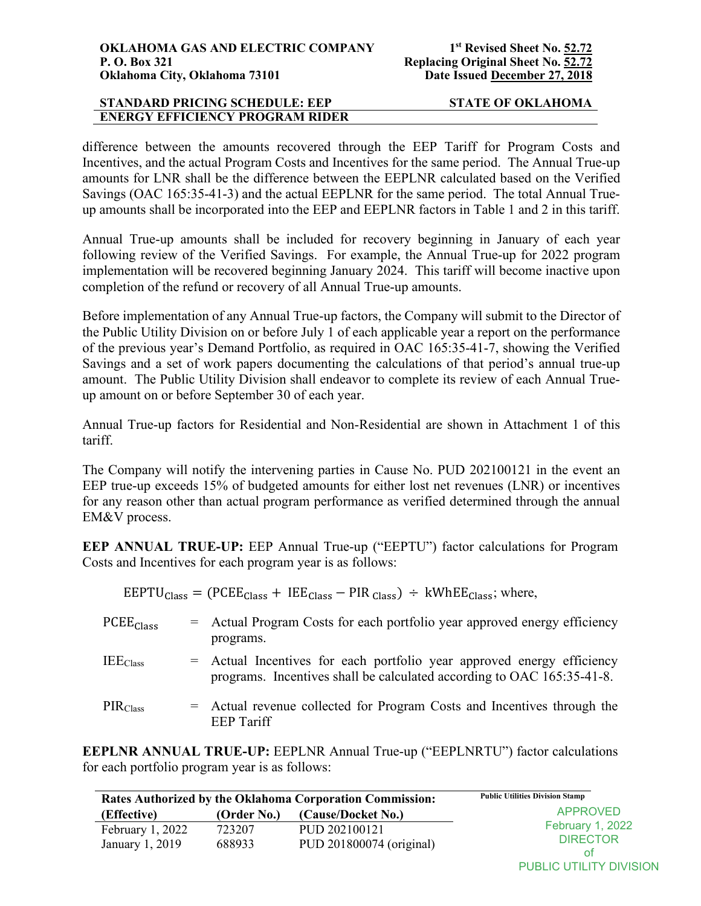**OKLAHOMA GAS AND ELECTRIC COMPANY**
**P. O. Box 321**
**Oklahoma City, Oklahoma 73101**

**1st Revised Sheet No. 52.72**
**Replacing Original Sheet No. 52.72**
**Date Issued December 27, 2018**

**STANDARD PRICING SCHEDULE: EEP** **STATE OF OKLAHOMA**
**ENERGY EFFICIENCY PROGRAM RIDER**

difference between the amounts recovered through the EEP Tariff for Program Costs and Incentives, and the actual Program Costs and Incentives for the same period. The Annual True-up amounts for LNR shall be the difference between the EEPLNR calculated based on the Verified Savings (OAC 165:35-41-3) and the actual EEPLNR for the same period. The total Annual True-up amounts shall be incorporated into the EEP and EEPLNR factors in Table 1 and 2 in this tariff.

Annual True-up amounts shall be included for recovery beginning in January of each year following review of the Verified Savings. For example, the Annual True-up for 2022 program implementation will be recovered beginning January 2024. This tariff will become inactive upon completion of the refund or recovery of all Annual True-up amounts.

Before implementation of any Annual True-up factors, the Company will submit to the Director of the Public Utility Division on or before July 1 of each applicable year a report on the performance of the previous year's Demand Portfolio, as required in OAC 165:35-41-7, showing the Verified Savings and a set of work papers documenting the calculations of that period's annual true-up amount. The Public Utility Division shall endeavor to complete its review of each Annual True-up amount on or before September 30 of each year.

Annual True-up factors for Residential and Non-Residential are shown in Attachment 1 of this tariff.

The Company will notify the intervening parties in Cause No. PUD 202100121 in the event an EEP true-up exceeds 15% of budgeted amounts for either lost net revenues (LNR) or incentives for any reason other than actual program performance as verified determined through the annual EM&V process.

**EEP ANNUAL TRUE-UP:** EEP Annual True-up ("EEPTU") factor calculations for Program Costs and Incentives for each program year is as follows:

$$\text{EEPTU}_{\text{Class}} = (\text{PCEE}_{\text{Class}} + \text{IEE}_{\text{Class}} - \text{PIR}_{\text{Class}}) \div \text{kWhEE}_{\text{Class}}\text{; where,}$$

$\text{PCEE}_{\text{Class}}$ = Actual Program Costs for each portfolio year approved energy efficiency programs.

$\text{IEE}_{\text{Class}}$ = Actual Incentives for each portfolio year approved energy efficiency programs. Incentives shall be calculated according to OAC 165:35-41-8.

$\text{PIR}_{\text{Class}}$ = Actual revenue collected for Program Costs and Incentives through the EEP Tariff

**EEPLNR ANNUAL TRUE-UP:** EEPLNR Annual True-up ("EEPLNRTU") factor calculations for each portfolio program year is as follows:

| Rates Authorized by the Oklahoma Corporation Commission: | | |
|---|---|---|
| **(Effective)** | **(Order No.)** | **(Cause/Docket No.)** |
| February 1, 2022 | 723207 | PUD 202100121 |
| January 1, 2019 | 688933 | PUD 201800074 (original) |

Public Utilities Division Stamp
APPROVED
February 1, 2022
DIRECTOR
of
PUBLIC UTILITY DIVISION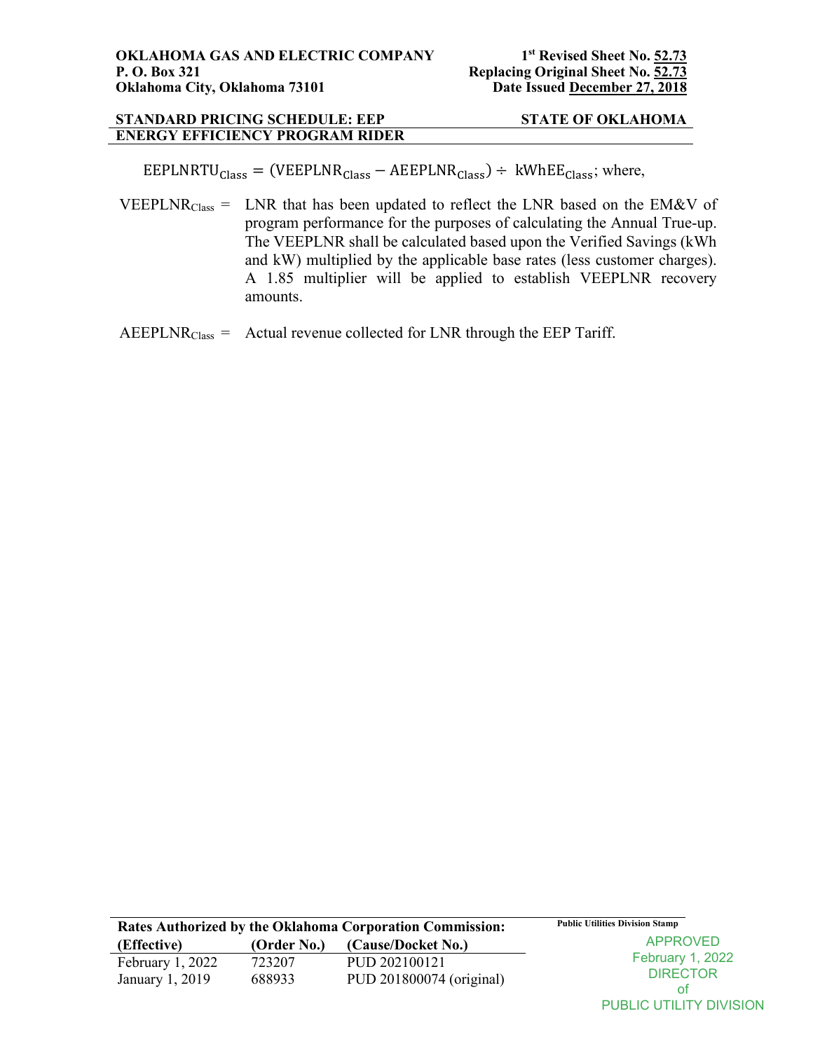**OKLAHOMA GAS AND ELECTRIC COMPANY**
**P. O. Box 321**
**Oklahoma City, Oklahoma 73101**

**1st Revised Sheet No. 52.73**
**Replacing Original Sheet No. 52.73**
**Date Issued December 27, 2018**

**STANDARD PRICING SCHEDULE: EEP** **STATE OF OKLAHOMA**
**ENERGY EFFICIENCY PROGRAM RIDER**

$EEPLNRTU_{Class} = (VEEPLNR_{Class} - AEEPLNR_{Class}) \div kWhEE_{Class}$; where,

$VEEPLNR_{Class}$ = LNR that has been updated to reflect the LNR based on the EM&V of program performance for the purposes of calculating the Annual True-up. The VEEPLNR shall be calculated based upon the Verified Savings (kWh and kW) multiplied by the applicable base rates (less customer charges). A 1.85 multiplier will be applied to establish VEEPLNR recovery amounts.

$AEEPLNR_{Class}$ = Actual revenue collected for LNR through the EEP Tariff.

**Rates Authorized by the Oklahoma Corporation Commission:**

| (Effective) | (Order No.) | (Cause/Docket No.) |
|---|---|---|
| February 1, 2022 | 723207 | PUD 202100121 |
| January 1, 2019 | 688933 | PUD 201800074 (original) |

Public Utilities Division Stamp
APPROVED
February 1, 2022
DIRECTOR
of
PUBLIC UTILITY DIVISION